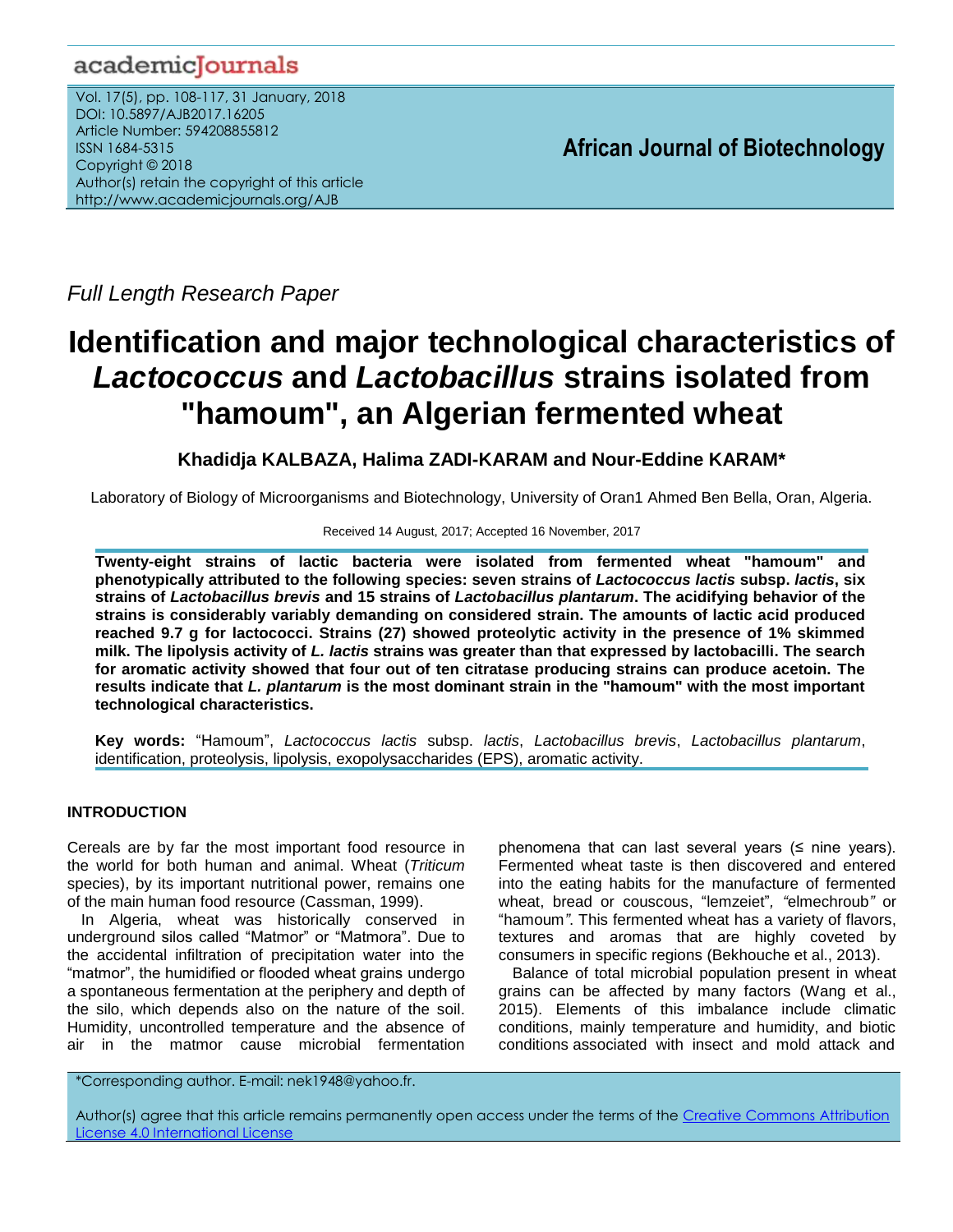academicJournals

Vol. 17(5), pp. 108-117, 31 January, 2018
DOI: 10.5897/AJB2017.16205
Article Number: 594208855812
ISSN 1684-5315
Copyright © 2018
Author(s) retain the copyright of this article
http://www.academicjournals.org/AJB

**African Journal of Biotechnology**

*Full Length Research Paper*

# Identification and major technological characteristics of *Lactococcus* and *Lactobacillus* strains isolated from "hamoum", an Algerian fermented wheat

**Khadidja KALBAZA, Halima ZADI-KARAM and Nour-Eddine KARAM\***

Laboratory of Biology of Microorganisms and Biotechnology, University of Oran1 Ahmed Ben Bella, Oran, Algeria.

Received 14 August, 2017; Accepted 16 November, 2017

**Twenty-eight strains of lactic bacteria were isolated from fermented wheat "hamoum" and phenotypically attributed to the following species: seven strains of *Lactococcus lactis* subsp. *lactis*, six strains of *Lactobacillus brevis* and 15 strains of *Lactobacillus plantarum*. The acidifying behavior of the strains is considerably variably demanding on considered strain. The amounts of lactic acid produced reached 9.7 g for lactococci. Strains (27) showed proteolytic activity in the presence of 1% skimmed milk. The lipolysis activity of *L. lactis* strains was greater than that expressed by lactobacilli. The search for aromatic activity showed that four out of ten citratase producing strains can produce acetoin. The results indicate that *L. plantarum* is the most dominant strain in the "hamoum" with the most important technological characteristics.**

**Key words:** "Hamoum", *Lactococcus lactis* subsp. *lactis*, *Lactobacillus brevis*, *Lactobacillus plantarum*, identification, proteolysis, lipolysis, exopolysaccharides (EPS), aromatic activity.

## INTRODUCTION

Cereals are by far the most important food resource in the world for both human and animal. Wheat (*Triticum* species), by its important nutritional power, remains one of the main human food resource (Cassman, 1999).

In Algeria, wheat was historically conserved in underground silos called "Matmor" or "Matmora". Due to the accidental infiltration of precipitation water into the "matmor", the humidified or flooded wheat grains undergo a spontaneous fermentation at the periphery and depth of the silo, which depends also on the nature of the soil. Humidity, uncontrolled temperature and the absence of air in the matmor cause microbial fermentation phenomena that can last several years (≤ nine years). Fermented wheat taste is then discovered and entered into the eating habits for the manufacture of fermented wheat, bread or couscous, "lemzeiet", "elmechroub" or "hamoum". This fermented wheat has a variety of flavors, textures and aromas that are highly coveted by consumers in specific regions (Bekhouche et al., 2013).

Balance of total microbial population present in wheat grains can be affected by many factors (Wang et al., 2015). Elements of this imbalance include climatic conditions, mainly temperature and humidity, and biotic conditions associated with insect and mold attack and

\*Corresponding author. E-mail: nek1948@yahoo.fr.

Author(s) agree that this article remains permanently open access under the terms of the Creative Commons Attribution License 4.0 International License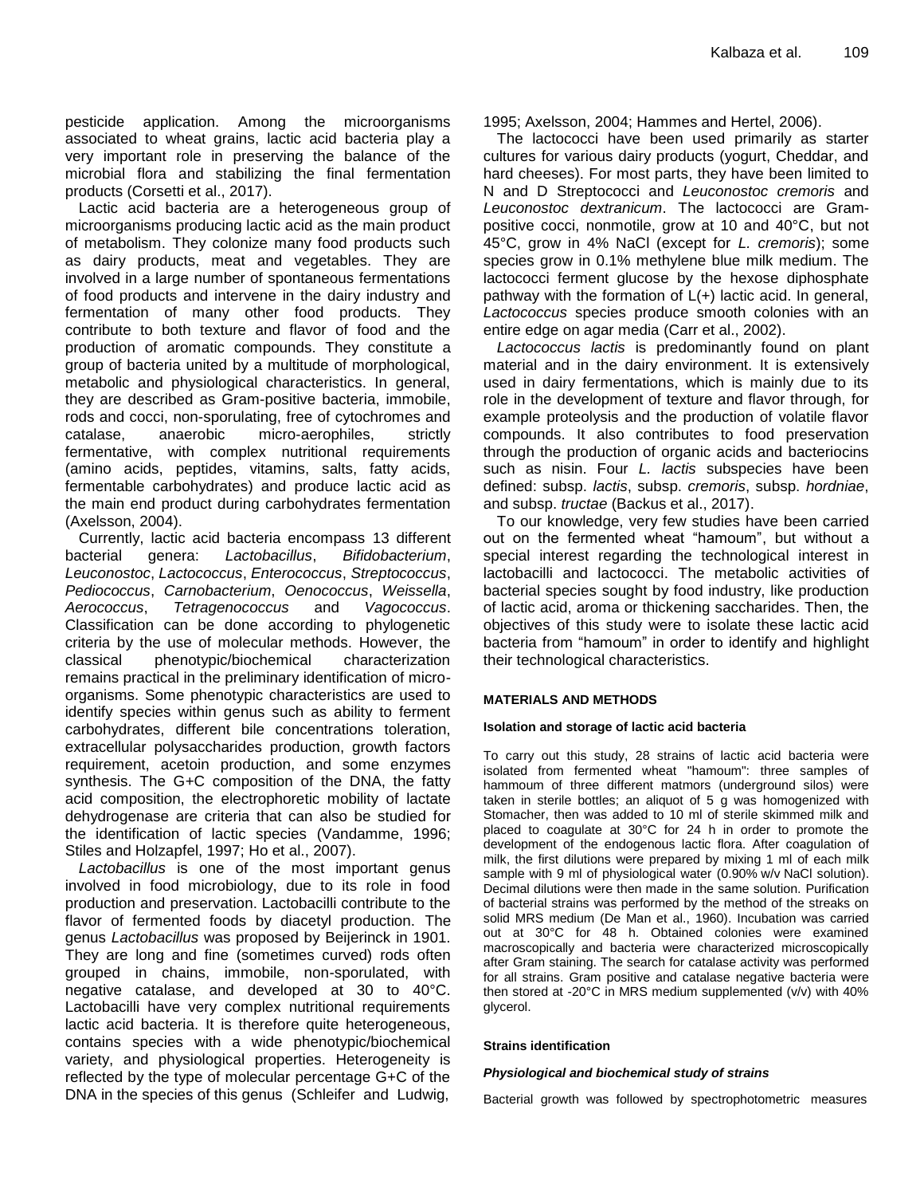pesticide application. Among the microorganisms associated to wheat grains, lactic acid bacteria play a very important role in preserving the balance of the microbial flora and stabilizing the final fermentation products (Corsetti et al., 2017).

Lactic acid bacteria are a heterogeneous group of microorganisms producing lactic acid as the main product of metabolism. They colonize many food products such as dairy products, meat and vegetables. They are involved in a large number of spontaneous fermentations of food products and intervene in the dairy industry and fermentation of many other food products. They contribute to both texture and flavor of food and the production of aromatic compounds. They constitute a group of bacteria united by a multitude of morphological, metabolic and physiological characteristics. In general, they are described as Gram-positive bacteria, immobile, rods and cocci, non-sporulating, free of cytochromes and catalase, anaerobic micro-aerophiles, strictly fermentative, with complex nutritional requirements (amino acids, peptides, vitamins, salts, fatty acids, fermentable carbohydrates) and produce lactic acid as the main end product during carbohydrates fermentation (Axelsson, 2004).

Currently, lactic acid bacteria encompass 13 different bacterial genera: *Lactobacillus*, *Bifidobacterium*, *Leuconostoc*, *Lactococcus*, *Enterococcus*, *Streptococcus*, *Pediococcus*, *Carnobacterium*, *Oenococcus*, *Weissella*, *Aerococcus*, *Tetragenococcus* and *Vagococcus*. Classification can be done according to phylogenetic criteria by the use of molecular methods. However, the classical phenotypic/biochemical characterization remains practical in the preliminary identification of micro-organisms. Some phenotypic characteristics are used to identify species within genus such as ability to ferment carbohydrates, different bile concentrations toleration, extracellular polysaccharides production, growth factors requirement, acetoin production, and some enzymes synthesis. The G+C composition of the DNA, the fatty acid composition, the electrophoretic mobility of lactate dehydrogenase are criteria that can also be studied for the identification of lactic species (Vandamme, 1996; Stiles and Holzapfel, 1997; Ho et al., 2007).

*Lactobacillus* is one of the most important genus involved in food microbiology, due to its role in food production and preservation. Lactobacilli contribute to the flavor of fermented foods by diacetyl production. The genus *Lactobacillus* was proposed by Beijerinck in 1901. They are long and fine (sometimes curved) rods often grouped in chains, immobile, non-sporulated, with negative catalase, and developed at 30 to 40°C. Lactobacilli have very complex nutritional requirements lactic acid bacteria. It is therefore quite heterogeneous, contains species with a wide phenotypic/biochemical variety, and physiological properties. Heterogeneity is reflected by the type of molecular percentage G+C of the DNA in the species of this genus (Schleifer and Ludwig, 1995; Axelsson, 2004; Hammes and Hertel, 2006).

The lactococci have been used primarily as starter cultures for various dairy products (yogurt, Cheddar, and hard cheeses). For most parts, they have been limited to N and D Streptococci and *Leuconostoc cremoris* and *Leuconostoc dextranicum*. The lactococci are Gram-positive cocci, nonmotile, grow at 10 and 40°C, but not 45°C, grow in 4% NaCl (except for *L. cremoris*); some species grow in 0.1% methylene blue milk medium. The lactococci ferment glucose by the hexose diphosphate pathway with the formation of L(+) lactic acid. In general, *Lactococcus* species produce smooth colonies with an entire edge on agar media (Carr et al., 2002).

*Lactococcus lactis* is predominantly found on plant material and in the dairy environment. It is extensively used in dairy fermentations, which is mainly due to its role in the development of texture and flavor through, for example proteolysis and the production of volatile flavor compounds. It also contributes to food preservation through the production of organic acids and bacteriocins such as nisin. Four *L. lactis* subspecies have been defined: subsp. *lactis*, subsp. *cremoris*, subsp. *hordniae*, and subsp. *tructae* (Backus et al., 2017).

To our knowledge, very few studies have been carried out on the fermented wheat "hamoum", but without a special interest regarding the technological interest in lactobacilli and lactococci. The metabolic activities of bacterial species sought by food industry, like production of lactic acid, aroma or thickening saccharides. Then, the objectives of this study were to isolate these lactic acid bacteria from "hamoum" in order to identify and highlight their technological characteristics.

## MATERIALS AND METHODS

### Isolation and storage of lactic acid bacteria

To carry out this study, 28 strains of lactic acid bacteria were isolated from fermented wheat "hamoum": three samples of hammoum of three different matmors (underground silos) were taken in sterile bottles; an aliquot of 5 g was homogenized with Stomacher, then was added to 10 ml of sterile skimmed milk and placed to coagulate at 30°C for 24 h in order to promote the development of the endogenous lactic flora. After coagulation of milk, the first dilutions were prepared by mixing 1 ml of each milk sample with 9 ml of physiological water (0.90% w/v NaCl solution). Decimal dilutions were then made in the same solution. Purification of bacterial strains was performed by the method of the streaks on solid MRS medium (De Man et al., 1960). Incubation was carried out at 30°C for 48 h. Obtained colonies were examined macroscopically and bacteria were characterized microscopically after Gram staining. The search for catalase activity was performed for all strains. Gram positive and catalase negative bacteria were then stored at -20°C in MRS medium supplemented (v/v) with 40% glycerol.

### Strains identification

#### *Physiological and biochemical study of strains*

Bacterial growth was followed by spectrophotometric measures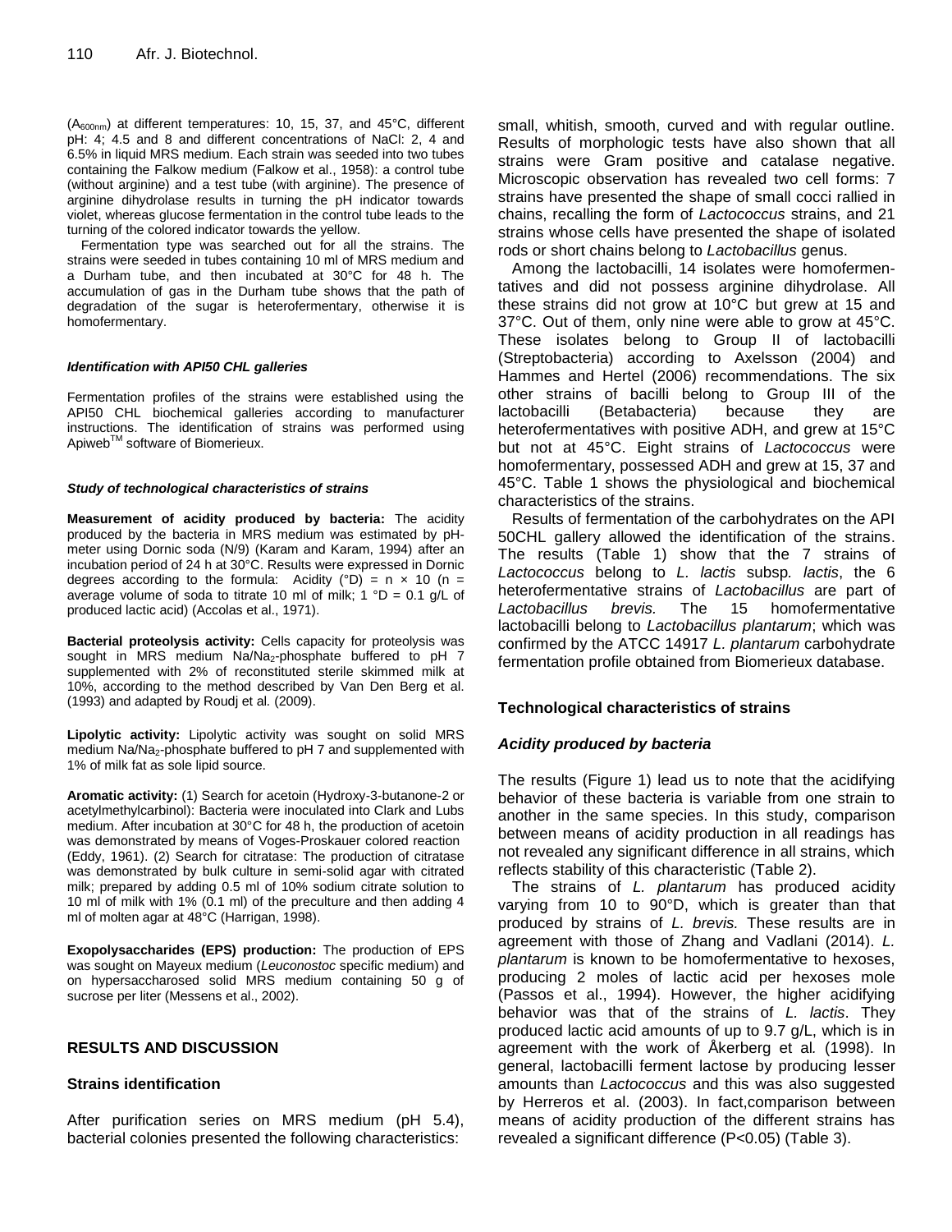($A_{600nm}$) at different temperatures: 10, 15, 37, and 45°C, different pH: 4; 4.5 and 8 and different concentrations of NaCl: 2, 4 and 6.5% in liquid MRS medium. Each strain was seeded into two tubes containing the Falkow medium (Falkow et al., 1958): a control tube (without arginine) and a test tube (with arginine). The presence of arginine dihydrolase results in turning the pH indicator towards violet, whereas glucose fermentation in the control tube leads to the turning of the colored indicator towards the yellow.

Fermentation type was searched out for all the strains. The strains were seeded in tubes containing 10 ml of MRS medium and a Durham tube, and then incubated at 30°C for 48 h. The accumulation of gas in the Durham tube shows that the path of degradation of the sugar is heterofermentary, otherwise it is homofermentary.

#### *Identification with API50 CHL galleries*

Fermentation profiles of the strains were established using the API50 CHL biochemical galleries according to manufacturer instructions. The identification of strains was performed using Apiweb™ software of Biomerieux.

#### *Study of technological characteristics of strains*

**Measurement of acidity produced by bacteria:** The acidity produced by the bacteria in MRS medium was estimated by pH-meter using Dornic soda (N/9) (Karam and Karam, 1994) after an incubation period of 24 h at 30°C. Results were expressed in Dornic degrees according to the formula: Acidity (°D) = n × 10 (n = average volume of soda to titrate 10 ml of milk; 1 °D = 0.1 g/L of produced lactic acid) (Accolas et al., 1971).

**Bacterial proteolysis activity:** Cells capacity for proteolysis was sought in MRS medium Na/$Na_2$-phosphate buffered to pH 7 supplemented with 2% of reconstituted sterile skimmed milk at 10%, according to the method described by Van Den Berg et al. (1993) and adapted by Roudj et al*.* (2009).

**Lipolytic activity:** Lipolytic activity was sought on solid MRS medium Na/$Na_2$-phosphate buffered to pH 7 and supplemented with 1% of milk fat as sole lipid source.

**Aromatic activity:** (1) Search for acetoin (Hydroxy-3-butanone-2 or acetylmethylcarbinol): Bacteria were inoculated into Clark and Lubs medium. After incubation at 30°C for 48 h, the production of acetoin was demonstrated by means of Voges-Proskauer colored reaction (Eddy, 1961). (2) Search for citratase: The production of citratase was demonstrated by bulk culture in semi-solid agar with citrated milk; prepared by adding 0.5 ml of 10% sodium citrate solution to 10 ml of milk with 1% (0.1 ml) of the preculture and then adding 4 ml of molten agar at 48°C (Harrigan, 1998).

**Exopolysaccharides (EPS) production:** The production of EPS was sought on Mayeux medium (*Leuconostoc* specific medium) and on hypersaccharosed solid MRS medium containing 50 g of sucrose per liter (Messens et al., 2002).

## RESULTS AND DISCUSSION

### Strains identification

After purification series on MRS medium (pH 5.4), bacterial colonies presented the following characteristics: small, whitish, smooth, curved and with regular outline. Results of morphologic tests have also shown that all strains were Gram positive and catalase negative. Microscopic observation has revealed two cell forms: 7 strains have presented the shape of small cocci rallied in chains, recalling the form of *Lactococcus* strains, and 21 strains whose cells have presented the shape of isolated rods or short chains belong to *Lactobacillus* genus.

Among the lactobacilli, 14 isolates were homofermentatives and did not possess arginine dihydrolase. All these strains did not grow at 10°C but grew at 15 and 37°C. Out of them, only nine were able to grow at 45°C. These isolates belong to Group II of lactobacilli (Streptobacteria) according to Axelsson (2004) and Hammes and Hertel (2006) recommendations. The six other strains of bacilli belong to Group III of the lactobacilli (Betabacteria) because they are heterofermentatives with positive ADH, and grew at 15°C but not at 45°C. Eight strains of *Lactococcus* were homofermentary, possessed ADH and grew at 15, 37 and 45°C. Table 1 shows the physiological and biochemical characteristics of the strains.

Results of fermentation of the carbohydrates on the API 50CHL gallery allowed the identification of the strains. The results (Table 1) show that the 7 strains of *Lactococcus* belong to *L. lactis* subsp*. lactis*, the 6 heterofermentative strains of *Lactobacillus* are part of *Lactobacillus brevis.* The 15 homofermentative lactobacilli belong to *Lactobacillus plantarum*; which was confirmed by the ATCC 14917 *L. plantarum* carbohydrate fermentation profile obtained from Biomerieux database.

### Technological characteristics of strains

#### *Acidity produced by bacteria*

The results (Figure 1) lead us to note that the acidifying behavior of these bacteria is variable from one strain to another in the same species. In this study, comparison between means of acidity production in all readings has not revealed any significant difference in all strains, which reflects stability of this characteristic (Table 2).

The strains of *L. plantarum* has produced acidity varying from 10 to 90°D, which is greater than that produced by strains of *L. brevis.* These results are in agreement with those of Zhang and Vadlani (2014). *L. plantarum* is known to be homofermentative to hexoses, producing 2 moles of lactic acid per hexoses mole (Passos et al., 1994). However, the higher acidifying behavior was that of the strains of *L. lactis*. They produced lactic acid amounts of up to 9.7 g/L, which is in agreement with the work of Åkerberg et al*.* (1998). In general, lactobacilli ferment lactose by producing lesser amounts than *Lactococcus* and this was also suggested by Herreros et al. (2003). In fact,comparison between means of acidity production of the different strains has revealed a significant difference ($P<0.05$) (Table 3).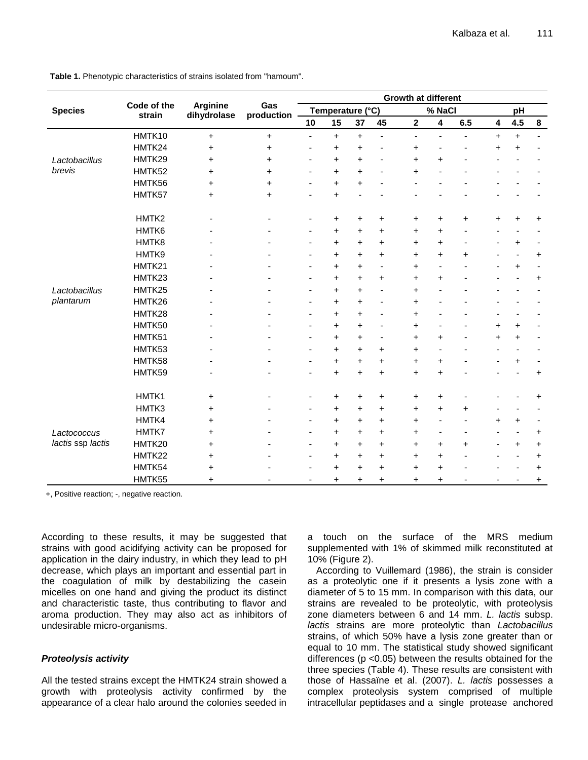**Table 1.** Phenotypic characteristics of strains isolated from "hamoum".

| Species | Code of the strain | Arginine dihydrolase | Gas production | Growth at different | | | | | | | | | |
|---|---|---|---|---|---|---|---|---|---|---|---|---|---|
| | | | | Temperature (°C) | | | | % NaCl | | | pH | | |
| | | | | 10 | 15 | 37 | 45 | 2 | 4 | 6.5 | 4 | 4.5 | 8 |
| *Lactobacillus brevis* | HMTK10 | + | + | - | + | + | - | - | - | - | + | + | - |
| | HMTK24 | + | + | - | + | + | - | + | - | - | + | + | - |
| | HMTK29 | + | + | - | + | + | - | + | + | - | - | - | - |
| | HMTK52 | + | + | - | + | + | - | + | - | - | - | - | - |
| | HMTK56 | + | + | - | + | + | - | - | - | - | - | - | - |
| | HMTK57 | + | + | - | + | - | - | - | - | - | - | - | - |
| *Lactobacillus plantarum* | HMTK2 | - | - | - | + | + | + | + | + | + | + | + | + |
| | HMTK6 | - | - | - | + | + | + | + | + | - | - | - | - |
| | HMTK8 | - | - | - | + | + | + | + | + | - | - | + | - |
| | HMTK9 | - | - | - | + | + | + | + | + | + | - | - | + |
| | HMTK21 | - | - | - | + | + | - | + | - | - | - | + | - |
| | HMTK23 | - | - | - | + | + | + | + | + | - | - | - | + |
| | HMTK25 | - | - | - | + | + | - | + | - | - | - | - | - |
| | HMTK26 | - | - | - | + | + | - | + | - | - | - | - | - |
| | HMTK28 | - | - | - | + | + | - | + | - | - | - | - | - |
| | HMTK50 | - | - | - | + | + | - | + | - | - | + | + | - |
| | HMTK51 | - | - | - | + | + | - | + | + | - | + | + | - |
| | HMTK53 | - | - | - | + | + | + | + | - | - | - | - | - |
| | HMTK58 | - | - | - | + | + | + | + | + | - | - | + | - |
| | HMTK59 | - | - | - | + | + | + | + | + | - | - | - | + |
| *Lactococcus lactis* ssp *lactis* | HMTK1 | + | - | - | + | + | + | + | + | - | - | - | + |
| | HMTK3 | + | - | - | + | + | + | + | + | + | - | - | - |
| | HMTK4 | + | - | - | + | + | + | + | - | - | + | + | - |
| | HMTK7 | + | - | - | + | + | + | + | - | - | - | - | + |
| | HMTK20 | + | - | - | + | + | + | + | + | + | - | + | + |
| | HMTK22 | + | - | - | + | + | + | + | + | - | - | - | + |
| | HMTK54 | + | - | - | + | + | + | + | + | - | - | - | + |
| | HMTK55 | + | - | - | + | + | + | + | + | - | - | - | + |

+, Positive reaction; -, negative reaction.

According to these results, it may be suggested that strains with good acidifying activity can be proposed for application in the dairy industry, in which they lead to pH decrease, which plays an important and essential part in the coagulation of milk by destabilizing the casein micelles on one hand and giving the product its distinct and characteristic taste, thus contributing to flavor and aroma production. They may also act as inhibitors of undesirable micro-organisms.

### *Proteolysis activity*

All the tested strains except the HMTK24 strain showed a growth with proteolysis activity confirmed by the appearance of a clear halo around the colonies seeded in a touch on the surface of the MRS medium supplemented with 1% of skimmed milk reconstituted at 10% (Figure 2).

According to Vuillemard (1986), the strain is consider as a proteolytic one if it presents a lysis zone with a diameter of 5 to 15 mm. In comparison with this data, our strains are revealed to be proteolytic, with proteolysis zone diameters between 6 and 14 mm. *L. lactis* subsp. *lactis* strains are more proteolytic than *Lactobacillus* strains, of which 50% have a lysis zone greater than or equal to 10 mm. The statistical study showed significant differences ($p < 0.05$) between the results obtained for the three species (Table 4). These results are consistent with those of Hassaïne et al. (2007). *L. lactis* possesses a complex proteolysis system comprised of multiple intracellular peptidases and a single protease anchored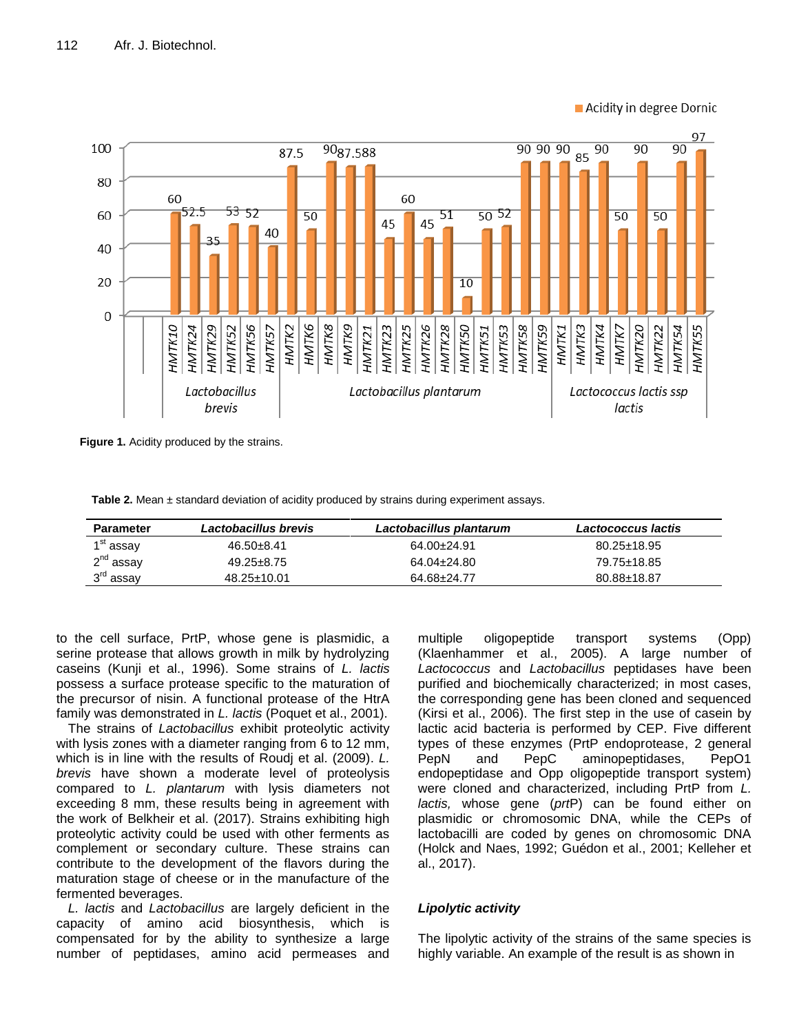Figure 1. Acidity produced by the strains.

**Table 2.** Mean ± standard deviation of acidity produced by strains during experiment assays.

| Parameter | *Lactobacillus brevis* | *Lactobacillus plantarum* | *Lactococcus lactis* |
|---|---|---|---|
| 1st assay | 46.50±8.41 | 64.00±24.91 | 80.25±18.95 |
| 2nd assay | 49.25±8.75 | 64.04±24.80 | 79.75±18.85 |
| 3rd assay | 48.25±10.01 | 64.68±24.77 | 80.88±18.87 |

to the cell surface, PrtP, whose gene is plasmidic, a serine protease that allows growth in milk by hydrolyzing caseins (Kunji et al., 1996). Some strains of *L. lactis* possess a surface protease specific to the maturation of the precursor of nisin. A functional protease of the HtrA family was demonstrated in *L. lactis* (Poquet et al., 2001).

The strains of *Lactobacillus* exhibit proteolytic activity with lysis zones with a diameter ranging from 6 to 12 mm, which is in line with the results of Roudj et al. (2009). *L. brevis* have shown a moderate level of proteolysis compared to *L. plantarum* with lysis diameters not exceeding 8 mm, these results being in agreement with the work of Belkheir et al. (2017). Strains exhibiting high proteolytic activity could be used with other ferments as complement or secondary culture. These strains can contribute to the development of the flavors during the maturation stage of cheese or in the manufacture of the fermented beverages.

*L. lactis* and *Lactobacillus* are largely deficient in the capacity of amino acid biosynthesis, which is compensated for by the ability to synthesize a large number of peptidases, amino acid permeases and multiple oligopeptide transport systems (Opp) (Klaenhammer et al., 2005). A large number of *Lactococcus* and *Lactobacillus* peptidases have been purified and biochemically characterized; in most cases, the corresponding gene has been cloned and sequenced (Kirsi et al., 2006). The first step in the use of casein by lactic acid bacteria is performed by CEP. Five different types of these enzymes (PrtP endoprotease, 2 general PepN and PepC aminopeptidases, PepO1 endopeptidase and Opp oligopeptide transport system) were cloned and characterized, including PrtP from *L. lactis,* whose gene (*prt*P) can be found either on plasmidic or chromosomic DNA, while the CEPs of lactobacilli are coded by genes on chromosomic DNA (Holck and Naes, 1992; Guédon et al., 2001; Kelleher et al., 2017).

### *Lipolytic activity*

The lipolytic activity of the strains of the same species is highly variable. An example of the result is as shown in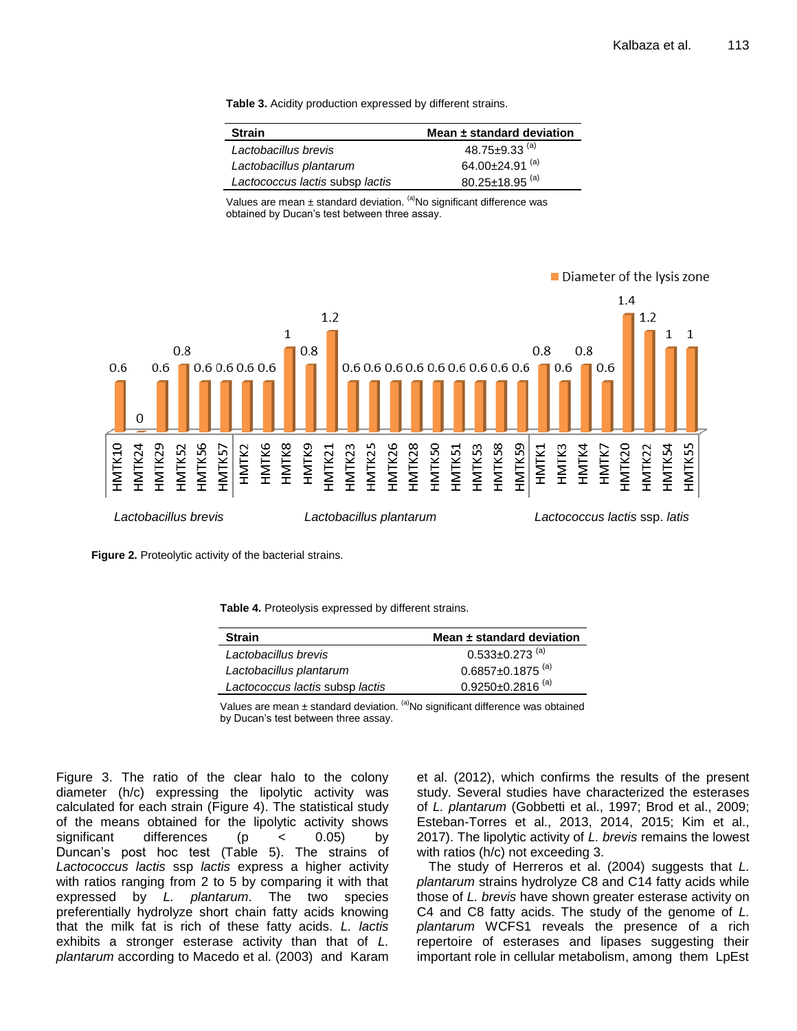**Table 3.** Acidity production expressed by different strains.

| Strain | Mean ± standard deviation |
|---|---|
| *Lactobacillus brevis* | 48.75±9.33 [(a)] |
| *Lactobacillus plantarum* | 64.00±24.91 [(a)] |
| *Lactococcus lactis* subsp *lactis* | 80.25±18.95 [(a)] |

Values are mean ± standard deviation. [(a)]No significant difference was obtained by Ducan's test between three assay.

Figure 2. Proteolytic activity of the bacterial strains.

**Table 4.** Proteolysis expressed by different strains.

| Strain | Mean ± standard deviation |
|---|---|
| *Lactobacillus brevis* | 0.533±0.273 [(a)] |
| *Lactobacillus plantarum* | 0.6857±0.1875 [(a)] |
| *Lactococcus lactis* subsp *lactis* | 0.9250±0.2816 [(a)] |

Values are mean ± standard deviation. [(a)]No significant difference was obtained by Ducan's test between three assay.

Figure 3. The ratio of the clear halo to the colony diameter (h/c) expressing the lipolytic activity was calculated for each strain (Figure 4). The statistical study of the means obtained for the lipolytic activity shows significant differences ($p < 0.05$) by Duncan's post hoc test (Table 5). The strains of *Lactococcus lactis* ssp *lactis* express a higher activity with ratios ranging from 2 to 5 by comparing it with that expressed by *L. plantarum*. The two species preferentially hydrolyze short chain fatty acids knowing that the milk fat is rich of these fatty acids. *L. lactis* exhibits a stronger esterase activity than that of *L. plantarum* according to Macedo et al. (2003) and Karam et al. (2012), which confirms the results of the present study. Several studies have characterized the esterases of *L. plantarum* (Gobbetti et al., 1997; Brod et al., 2009; Esteban-Torres et al., 2013, 2014, 2015; Kim et al., 2017). The lipolytic activity of *L. brevis* remains the lowest with ratios (h/c) not exceeding 3.

The study of Herreros et al. (2004) suggests that *L. plantarum* strains hydrolyze C8 and C14 fatty acids while those of *L. brevis* have shown greater esterase activity on C4 and C8 fatty acids. The study of the genome of *L. plantarum* WCFS1 reveals the presence of a rich repertoire of esterases and lipases suggesting their important role in cellular metabolism, among them LpEst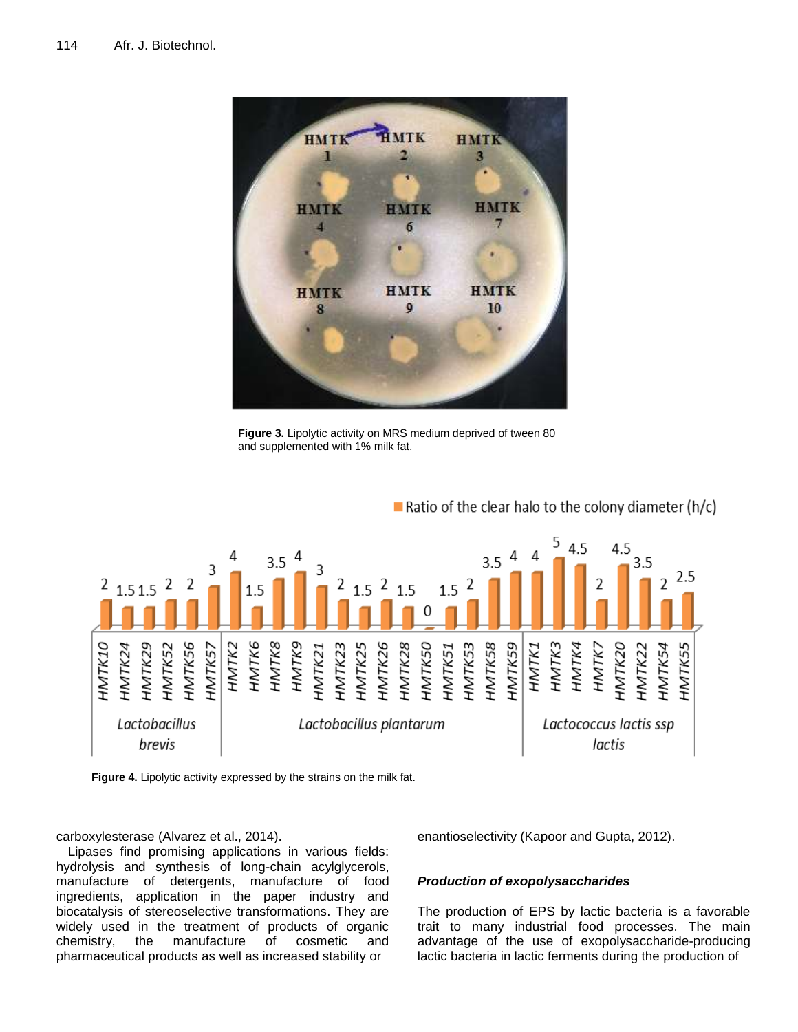**Figure 3.** Lipolytic activity on MRS medium deprived of tween 80 and supplemented with 1% milk fat.

**Figure 4.** Lipolytic activity expressed by the strains on the milk fat.

carboxylesterase (Alvarez et al., 2014).

Lipases find promising applications in various fields: hydrolysis and synthesis of long-chain acylglycerols, manufacture of detergents, manufacture of food ingredients, application in the paper industry and biocatalysis of stereoselective transformations. They are widely used in the treatment of products of organic chemistry, the manufacture of cosmetic and pharmaceutical products as well as increased stability or enantioselectivity (Kapoor and Gupta, 2012).

### *Production of exopolysaccharides*

The production of EPS by lactic bacteria is a favorable trait to many industrial food processes. The main advantage of the use of exopolysaccharide-producing lactic bacteria in lactic ferments during the production of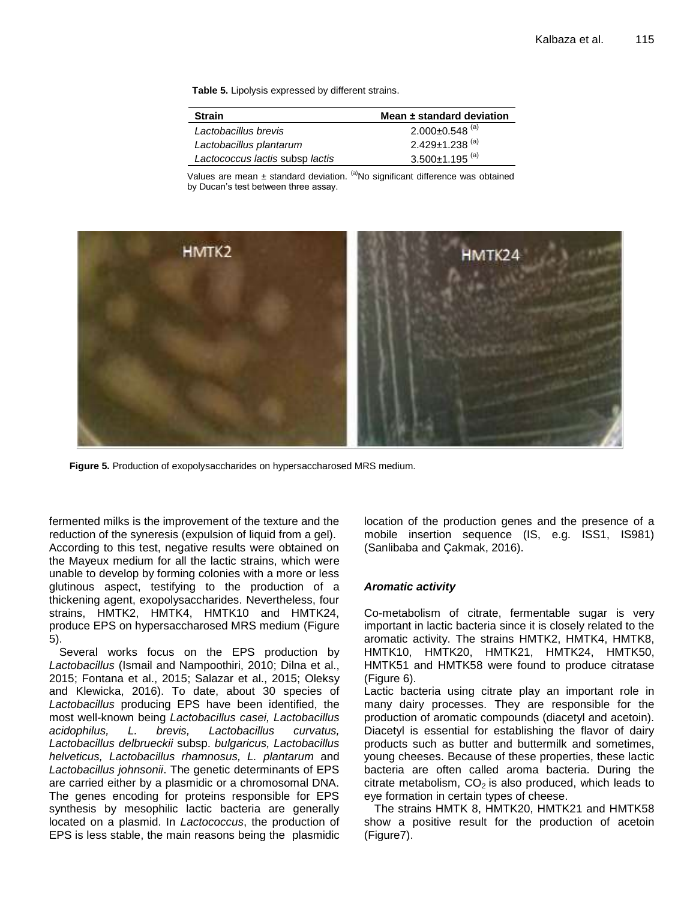**Table 5.** Lipolysis expressed by different strains.

| Strain | Mean ± standard deviation |
|---|---|
| *Lactobacillus brevis* | 2.000±0.548 [(a)] |
| *Lactobacillus plantarum* | 2.429±1.238 [(a)] |
| *Lactococcus lactis* subsp *lactis* | 3.500±1.195 [(a)] |

Values are mean ± standard deviation. [(a)]No significant difference was obtained by Ducan's test between three assay.

**Figure 5.** Production of exopolysaccharides on hypersaccharosed MRS medium.

fermented milks is the improvement of the texture and the reduction of the syneresis (expulsion of liquid from a gel). According to this test, negative results were obtained on the Mayeux medium for all the lactic strains, which were unable to develop by forming colonies with a more or less glutinous aspect, testifying to the production of a thickening agent, exopolysaccharides. Nevertheless, four strains, HMTK2, HMTK4, HMTK10 and HMTK24, produce EPS on hypersaccharosed MRS medium (Figure 5).

Several works focus on the EPS production by *Lactobacillus* (Ismail and Nampoothiri, 2010; Dilna et al., 2015; Fontana et al., 2015; Salazar et al., 2015; Oleksy and Klewicka, 2016). To date, about 30 species of *Lactobacillus* producing EPS have been identified, the most well-known being *Lactobacillus casei, Lactobacillus acidophilus, L. brevis, Lactobacillus curvatus, Lactobacillus delbrueckii* subsp. *bulgaricus, Lactobacillus helveticus, Lactobacillus rhamnosus, L. plantarum* and *Lactobacillus johnsonii*. The genetic determinants of EPS are carried either by a plasmidic or a chromosomal DNA. The genes encoding for proteins responsible for EPS synthesis by mesophilic lactic bacteria are generally located on a plasmid. In *Lactococcus*, the production of EPS is less stable, the main reasons being the plasmidic location of the production genes and the presence of a mobile insertion sequence (IS, e.g. ISS1, IS981) (Sanlibaba and Çakmak, 2016).

### *Aromatic activity*

Co-metabolism of citrate, fermentable sugar is very important in lactic bacteria since it is closely related to the aromatic activity. The strains HMTK2, HMTK4, HMTK8, HMTK10, HMTK20, HMTK21, HMTK24, HMTK50, HMTK51 and HMTK58 were found to produce citratase (Figure 6).

Lactic bacteria using citrate play an important role in many dairy processes. They are responsible for the production of aromatic compounds (diacetyl and acetoin). Diacetyl is essential for establishing the flavor of dairy products such as butter and buttermilk and sometimes, young cheeses. Because of these properties, these lactic bacteria are often called aroma bacteria. During the citrate metabolism, $CO_2$ is also produced, which leads to eye formation in certain types of cheese.

The strains HMTK 8, HMTK20, HMTK21 and HMTK58 show a positive result for the production of acetoin (Figure7).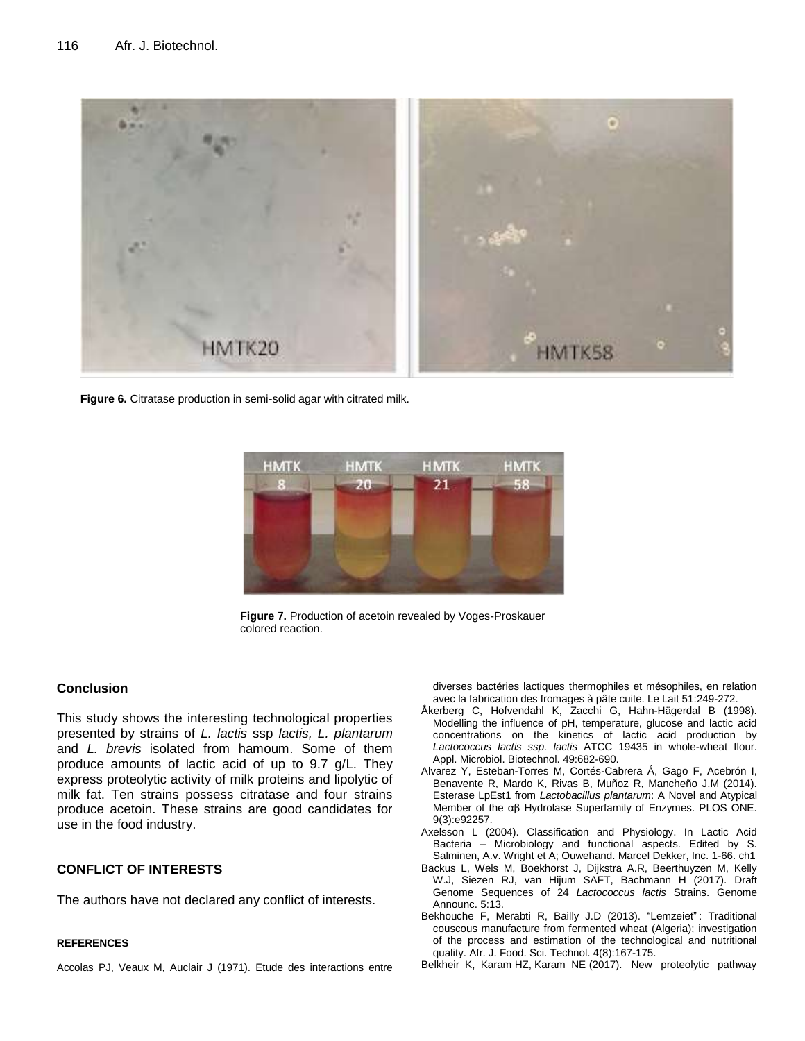Figure 6. Citratase production in semi-solid agar with citrated milk.

Figure 7. Production of acetoin revealed by Voges-Proskauer colored reaction.

## Conclusion

This study shows the interesting technological properties presented by strains of *L. lactis* ssp *lactis, L. plantarum* and *L. brevis* isolated from hamoum. Some of them produce amounts of lactic acid of up to 9.7 g/L. They express proteolytic activity of milk proteins and lipolytic of milk fat. Ten strains possess citratase and four strains produce acetoin. These strains are good candidates for use in the food industry.

## CONFLICT OF INTERESTS

The authors have not declared any conflict of interests.

## REFERENCES

Accolas PJ, Veaux M, Auclair J (1971). Etude des interactions entre diverses bactéries lactiques thermophiles et mésophiles, en relation avec la fabrication des fromages à pâte cuite. Le Lait 51:249-272.

Åkerberg C, Hofvendahl K, Zacchi G, Hahn-Hägerdal B (1998). Modelling the influence of pH, temperature, glucose and lactic acid concentrations on the kinetics of lactic acid production by *Lactococcus lactis ssp. lactis* ATCC 19435 in whole-wheat flour. Appl. Microbiol. Biotechnol. 49:682-690.

Alvarez Y, Esteban-Torres M, Cortés-Cabrera Á, Gago F, Acebrón I, Benavente R, Mardo K, Rivas B, Muñoz R, Mancheño J.M (2014). Esterase LpEst1 from *Lactobacillus plantarum*: A Novel and Atypical Member of the αβ Hydrolase Superfamily of Enzymes. PLOS ONE. 9(3):e92257.

Axelsson L (2004). Classification and Physiology. In Lactic Acid Bacteria – Microbiology and functional aspects. Edited by S. Salminen, A.v. Wright et A; Ouwehand. Marcel Dekker, Inc. 1-66. ch1

Backus L, Wels M, Boekhorst J, Dijkstra A.R, Beerthuyzen M, Kelly W.J, Siezen RJ, van Hijum SAFT, Bachmann H (2017). Draft Genome Sequences of 24 *Lactococcus lactis* Strains. Genome Announc. 5:13.

Bekhouche F, Merabti R, Bailly J.D (2013). "Lemzeiet": Traditional couscous manufacture from fermented wheat (Algeria); investigation of the process and estimation of the technological and nutritional quality. Afr. J. Food. Sci. Technol. 4(8):167-175.

Belkheir K, Karam HZ, Karam NE (2017). New proteolytic pathway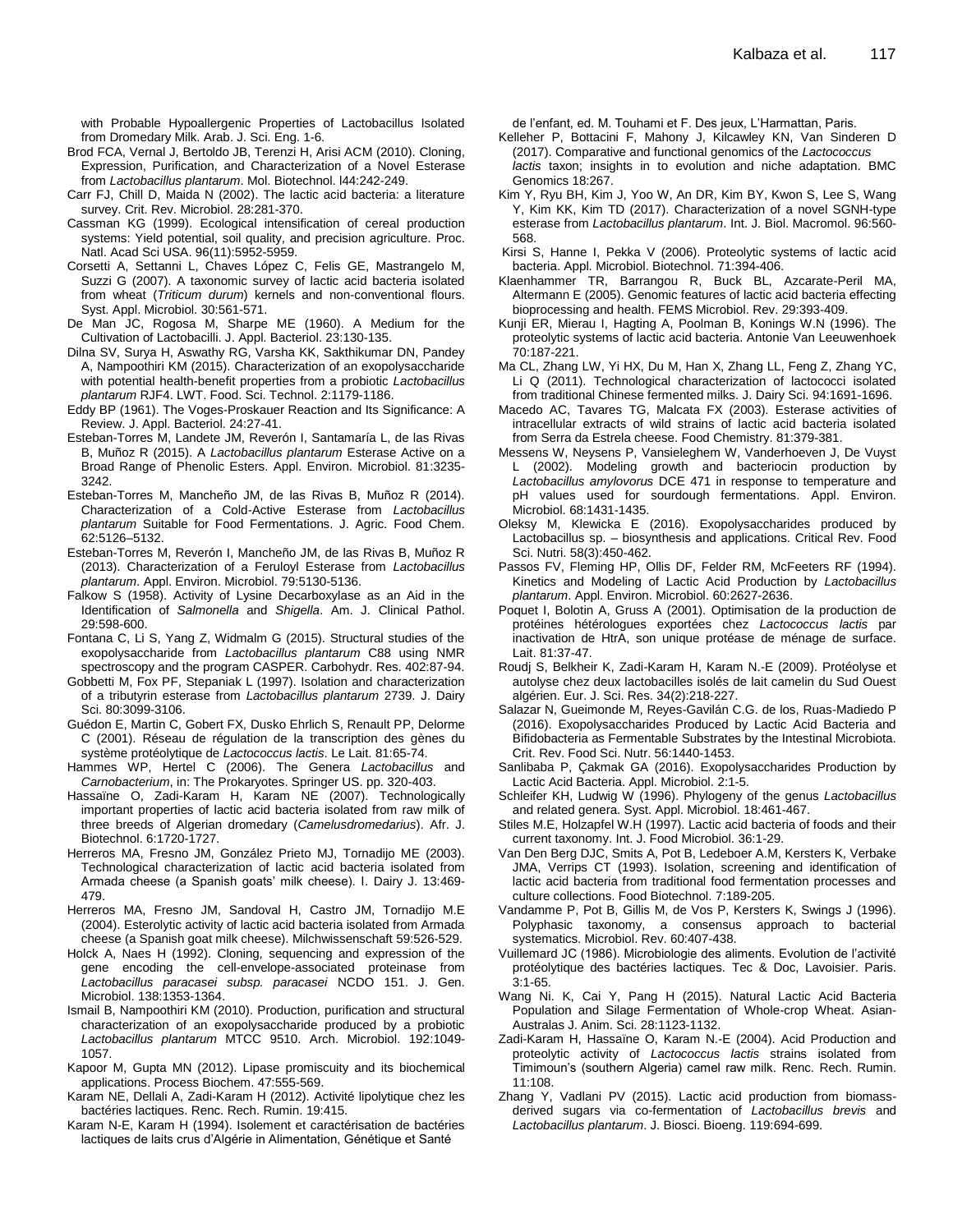with Probable Hypoallergenic Properties of Lactobacillus Isolated from Dromedary Milk. Arab. J. Sci. Eng. 1-6.

Brod FCA, Vernal J, Bertoldo JB, Terenzi H, Arisi ACM (2010). Cloning, Expression, Purification, and Characterization of a Novel Esterase from *Lactobacillus plantarum*. Mol. Biotechnol. l44:242-249.

Carr FJ, Chill D, Maida N (2002). The lactic acid bacteria: a literature survey. Crit. Rev. Microbiol. 28:281-370.

Cassman KG (1999). Ecological intensification of cereal production systems: Yield potential, soil quality, and precision agriculture. Proc. Natl. Acad Sci USA. 96(11):5952-5959.

Corsetti A, Settanni L, Chaves López C, Felis GE, Mastrangelo M, Suzzi G (2007). A taxonomic survey of lactic acid bacteria isolated from wheat (*Triticum durum*) kernels and non-conventional flours. Syst. Appl. Microbiol. 30:561-571.

De Man JC, Rogosa M, Sharpe ME (1960). A Medium for the Cultivation of Lactobacilli. J. Appl. Bacteriol. 23:130-135.

Dilna SV, Surya H, Aswathy RG, Varsha KK, Sakthikumar DN, Pandey A, Nampoothiri KM (2015). Characterization of an exopolysaccharide with potential health-benefit properties from a probiotic *Lactobacillus plantarum* RJF4. LWT. Food. Sci. Technol. 2:1179-1186.

Eddy BP (1961). The Voges-Proskauer Reaction and Its Significance: A Review. J. Appl. Bacteriol. 24:27-41.

Esteban-Torres M, Landete JM, Reverón I, Santamaría L, de las Rivas B, Muñoz R (2015). A *Lactobacillus plantarum* Esterase Active on a Broad Range of Phenolic Esters. Appl. Environ. Microbiol. 81:3235-3242.

Esteban-Torres M, Mancheño JM, de las Rivas B, Muñoz R (2014). Characterization of a Cold-Active Esterase from *Lactobacillus plantarum* Suitable for Food Fermentations. J. Agric. Food Chem. 62:5126–5132.

Esteban-Torres M, Reverón I, Mancheño JM, de las Rivas B, Muñoz R (2013). Characterization of a Feruloyl Esterase from *Lactobacillus plantarum*. Appl. Environ. Microbiol. 79:5130-5136.

Falkow S (1958). Activity of Lysine Decarboxylase as an Aid in the Identification of *Salmonella* and *Shigella*. Am. J. Clinical Pathol. 29:598-600.

Fontana C, Li S, Yang Z, Widmalm G (2015). Structural studies of the exopolysaccharide from *Lactobacillus plantarum* C88 using NMR spectroscopy and the program CASPER. Carbohydr. Res. 402:87-94.

Gobbetti M, Fox PF, Stepaniak L (1997). Isolation and characterization of a tributyrin esterase from *Lactobacillus plantarum* 2739. J. Dairy Sci. 80:3099-3106.

Guédon E, Martin C, Gobert FX, Dusko Ehrlich S, Renault PP, Delorme C (2001). Réseau de régulation de la transcription des gènes du système protéolytique de *Lactococcus lactis*. Le Lait. 81:65-74.

Hammes WP, Hertel C (2006). The Genera *Lactobacillus* and *Carnobacterium*, in: The Prokaryotes. Springer US. pp. 320-403.

Hassaïne O, Zadi-Karam H, Karam NE (2007). Technologically important properties of lactic acid bacteria isolated from raw milk of three breeds of Algerian dromedary (*Camelusdromedarius*). Afr. J. Biotechnol. 6:1720-1727.

Herreros MA, Fresno JM, González Prieto MJ, Tornadijo ME (2003). Technological characterization of lactic acid bacteria isolated from Armada cheese (a Spanish goats' milk cheese). I. Dairy J. 13:469-479.

Herreros MA, Fresno JM, Sandoval H, Castro JM, Tornadijo M.E (2004). Esterolytic activity of lactic acid bacteria isolated from Armada cheese (a Spanish goat milk cheese). Milchwissenschaft 59:526-529.

Holck A, Naes H (1992). Cloning, sequencing and expression of the gene encoding the cell-envelope-associated proteinase from *Lactobacillus paracasei subsp. paracasei* NCDO 151. J. Gen. Microbiol. 138:1353-1364.

Ismail B, Nampoothiri KM (2010). Production, purification and structural characterization of an exopolysaccharide produced by a probiotic *Lactobacillus plantarum* MTCC 9510. Arch. Microbiol. 192:1049-1057.

Kapoor M, Gupta MN (2012). Lipase promiscuity and its biochemical applications. Process Biochem. 47:555-569.

Karam NE, Dellali A, Zadi-Karam H (2012). Activité lipolytique chez les bactéries lactiques. Renc. Rech. Rumin. 19:415.

Karam N-E, Karam H (1994). Isolement et caractérisation de bactéries lactiques de laits crus d'Algérie in Alimentation, Génétique et Santé de l'enfant, ed. M. Touhami et F. Des jeux, L'Harmattan, Paris.

Kelleher P, Bottacini F, Mahony J, Kilcawley KN, Van Sinderen D (2017). Comparative and functional genomics of the *Lactococcus lactis* taxon; insights in to evolution and niche adaptation. BMC Genomics 18:267.

Kim Y, Ryu BH, Kim J, Yoo W, An DR, Kim BY, Kwon S, Lee S, Wang Y, Kim KK, Kim TD (2017). Characterization of a novel SGNH-type esterase from *Lactobacillus plantarum*. Int. J. Biol. Macromol. 96:560-568.

Kirsi S, Hanne I, Pekka V (2006). Proteolytic systems of lactic acid bacteria. Appl. Microbiol. Biotechnol. 71:394-406.

Klaenhammer TR, Barrangou R, Buck BL, Azcarate-Peril MA, Altermann E (2005). Genomic features of lactic acid bacteria effecting bioprocessing and health. FEMS Microbiol. Rev. 29:393-409.

Kunji ER, Mierau I, Hagting A, Poolman B, Konings W.N (1996). The proteolytic systems of lactic acid bacteria. Antonie Van Leeuwenhoek 70:187-221.

Ma CL, Zhang LW, Yi HX, Du M, Han X, Zhang LL, Feng Z, Zhang YC, Li Q (2011). Technological characterization of lactococci isolated from traditional Chinese fermented milks. J. Dairy Sci. 94:1691-1696.

Macedo AC, Tavares TG, Malcata FX (2003). Esterase activities of intracellular extracts of wild strains of lactic acid bacteria isolated from Serra da Estrela cheese. Food Chemistry. 81:379-381.

Messens W, Neysens P, Vansieleghem W, Vanderhoeven J, De Vuyst L (2002). Modeling growth and bacteriocin production by *Lactobacillus amylovorus* DCE 471 in response to temperature and pH values used for sourdough fermentations. Appl. Environ. Microbiol. 68:1431-1435.

Oleksy M, Klewicka E (2016). Exopolysaccharides produced by Lactobacillus sp. – biosynthesis and applications. Critical Rev. Food Sci. Nutri. 58(3):450-462.

Passos FV, Fleming HP, Ollis DF, Felder RM, McFeeters RF (1994). Kinetics and Modeling of Lactic Acid Production by *Lactobacillus plantarum*. Appl. Environ. Microbiol. 60:2627-2636.

Poquet I, Bolotin A, Gruss A (2001). Optimisation de la production de protéines hétérologues exportées chez *Lactococcus lactis* par inactivation de HtrA, son unique protéase de ménage de surface. Lait. 81:37-47.

Roudj S, Belkheir K, Zadi-Karam H, Karam N.-E (2009). Protéolyse et autolyse chez deux lactobacilles isolés de lait camelin du Sud Ouest algérien. Eur. J. Sci. Res. 34(2):218-227.

Salazar N, Gueimonde M, Reyes-Gavilán C.G. de los, Ruas-Madiedo P (2016). Exopolysaccharides Produced by Lactic Acid Bacteria and Bifidobacteria as Fermentable Substrates by the Intestinal Microbiota. Crit. Rev. Food Sci. Nutr. 56:1440-1453.

Sanlibaba P, Çakmak GA (2016). Exopolysaccharides Production by Lactic Acid Bacteria. Appl. Microbiol. 2:1-5.

Schleifer KH, Ludwig W (1996). Phylogeny of the genus *Lactobacillus* and related genera. Syst. Appl. Microbiol. 18:461-467.

Stiles M.E, Holzapfel W.H (1997). Lactic acid bacteria of foods and their current taxonomy. Int. J. Food Microbiol. 36:1-29.

Van Den Berg DJC, Smits A, Pot B, Ledeboer A.M, Kersters K, Verbake JMA, Verrips CT (1993). Isolation, screening and identification of lactic acid bacteria from traditional food fermentation processes and culture collections. Food Biotechnol. 7:189-205.

Vandamme P, Pot B, Gillis M, de Vos P, Kersters K, Swings J (1996). Polyphasic taxonomy, a consensus approach to bacterial systematics. Microbiol. Rev. 60:407-438.

Vuillemard JC (1986). Microbiologie des aliments. Evolution de l'activité protéolytique des bactéries lactiques. Tec & Doc, Lavoisier. Paris. 3:1-65.

Wang Ni. K, Cai Y, Pang H (2015). Natural Lactic Acid Bacteria Population and Silage Fermentation of Whole-crop Wheat. Asian-Australas J. Anim. Sci. 28:1123-1132.

Zadi-Karam H, Hassaïne O, Karam N.-E (2004). Acid Production and proteolytic activity of *Lactococcus lactis* strains isolated from Timimoun's (southern Algeria) camel raw milk. Renc. Rech. Rumin. 11:108.

Zhang Y, Vadlani PV (2015). Lactic acid production from biomass-derived sugars via co-fermentation of *Lactobacillus brevis* and *Lactobacillus plantarum*. J. Biosci. Bioeng. 119:694-699.